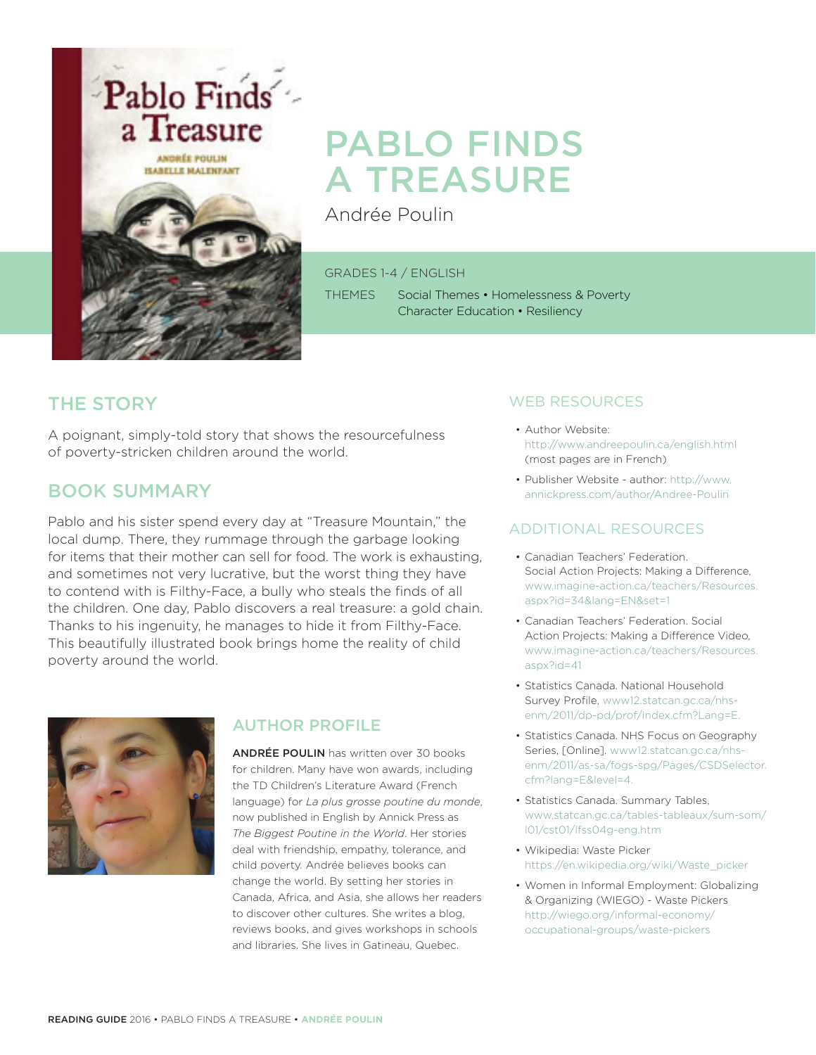# PABLO FINDS A TREASURE

Andrée Poulin

GRADES 1-4 / ENGLISH

THEMES Social Themes • Homelessness & Poverty
Character Education • Resiliency

## THE STORY

A poignant, simply-told story that shows the resourcefulness of poverty-stricken children around the world.

## BOOK SUMMARY

Pablo and his sister spend every day at "Treasure Mountain," the local dump. There, they rummage through the garbage looking for items that their mother can sell for food. The work is exhausting, and sometimes not very lucrative, but the worst thing they have to contend with is Filthy-Face, a bully who steals the finds of all the children. One day, Pablo discovers a real treasure: a gold chain. Thanks to his ingenuity, he manages to hide it from Filthy-Face. This beautifully illustrated book brings home the reality of child poverty around the world.

## AUTHOR PROFILE

**ANDRÉE POULIN** has written over 30 books for children. Many have won awards, including the TD Children's Literature Award (French language) for *La plus grosse poutine du monde*, now published in English by Annick Press as *The Biggest Poutine in the World*. Her stories deal with friendship, empathy, tolerance, and child poverty. Andrée believes books can change the world. By setting her stories in Canada, Africa, and Asia, she allows her readers to discover other cultures. She writes a blog, reviews books, and gives workshops in schools and libraries. She lives in Gatineau, Quebec.

## WEB RESOURCES

- Author Website: http://www.andreepoulin.ca/english.html (most pages are in French)
- Publisher Website - author: http://www.annickpress.com/author/Andree-Poulin

## ADDITIONAL RESOURCES

- Canadian Teachers' Federation. Social Action Projects: Making a Difference, www.imagine-action.ca/teachers/Resources.aspx?id=34&lang=EN&set=1
- Canadian Teachers' Federation. Social Action Projects: Making a Difference Video, www.imagine-action.ca/teachers/Resources.aspx?id=41
- Statistics Canada. National Household Survey Profile, www12.statcan.gc.ca/nhs-enm/2011/dp-pd/prof/index.cfm?Lang=E.
- Statistics Canada. NHS Focus on Geography Series, [Online]. www12.statcan.gc.ca/nhs-enm/2011/as-sa/fogs-spg/Pages/CSDSelector.cfm?lang=E&level=4.
- Statistics Canada. Summary Tables, www.statcan.gc.ca/tables-tableaux/sum-som/l01/cst01/lfss04g-eng.htm
- Wikipedia: Waste Picker https://en.wikipedia.org/wiki/Waste_picker
- Women in Informal Employment: Globalizing & Organizing (WIEGO) - Waste Pickers http://wiego.org/informal-economy/occupational-groups/waste-pickers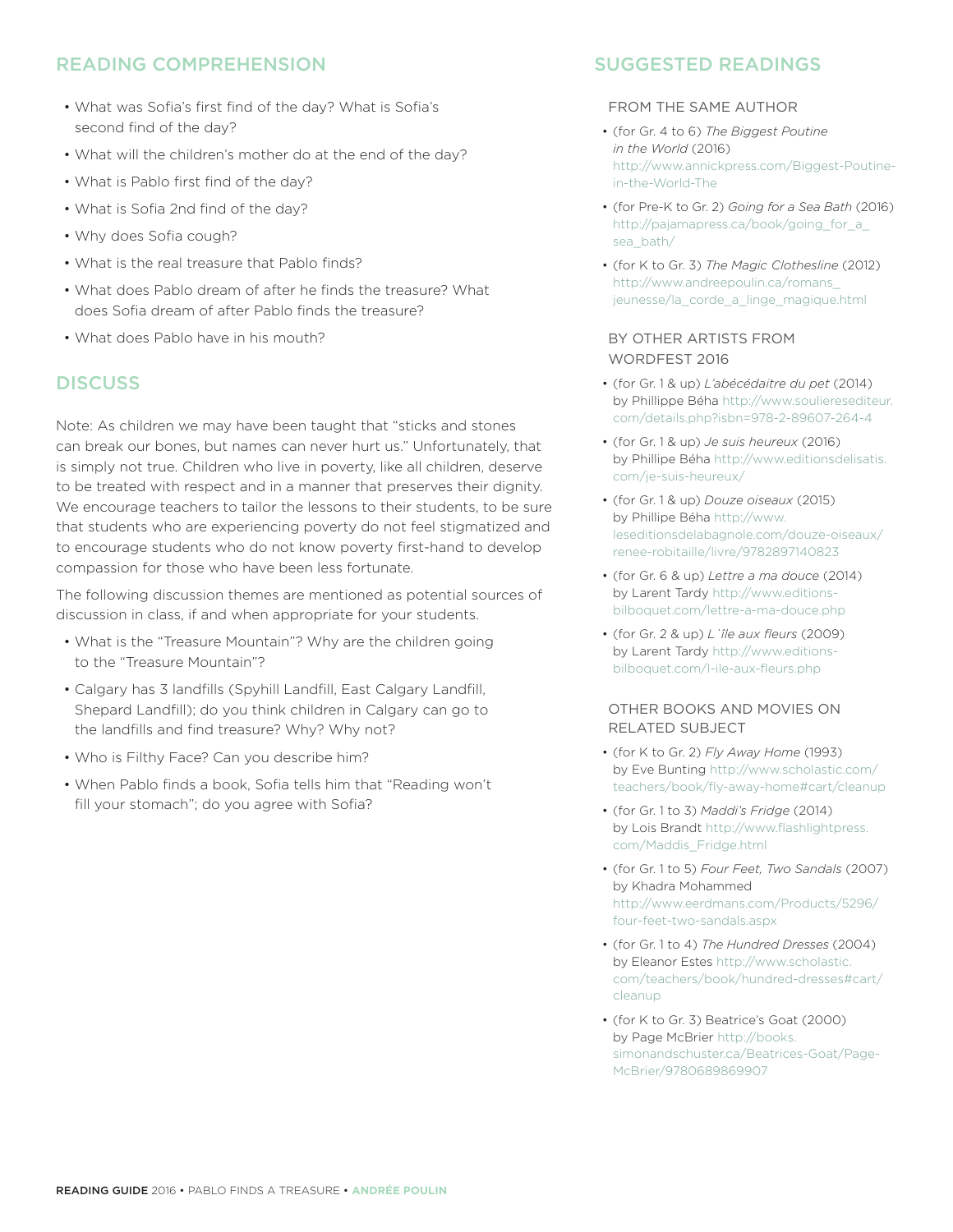## READING COMPREHENSION

- What was Sofia's first find of the day? What is Sofia's second find of the day?
- What will the children's mother do at the end of the day?
- What is Pablo first find of the day?
- What is Sofia 2nd find of the day?
- Why does Sofia cough?
- What is the real treasure that Pablo finds?
- What does Pablo dream of after he finds the treasure? What does Sofia dream of after Pablo finds the treasure?
- What does Pablo have in his mouth?

## DISCUSS

Note: As children we may have been taught that "sticks and stones can break our bones, but names can never hurt us." Unfortunately, that is simply not true. Children who live in poverty, like all children, deserve to be treated with respect and in a manner that preserves their dignity. We encourage teachers to tailor the lessons to their students, to be sure that students who are experiencing poverty do not feel stigmatized and to encourage students who do not know poverty first-hand to develop compassion for those who have been less fortunate.

The following discussion themes are mentioned as potential sources of discussion in class, if and when appropriate for your students.

- What is the "Treasure Mountain"? Why are the children going to the "Treasure Mountain"?
- Calgary has 3 landfills (Spyhill Landfill, East Calgary Landfill, Shepard Landfill); do you think children in Calgary can go to the landfills and find treasure? Why? Why not?
- Who is Filthy Face? Can you describe him?
- When Pablo finds a book, Sofia tells him that "Reading won't fill your stomach"; do you agree with Sofia?

## SUGGESTED READINGS

### FROM THE SAME AUTHOR

- (for Gr. 4 to 6) *The Biggest Poutine in the World* (2016) http://www.annickpress.com/Biggest-Poutine-in-the-World-The
- (for Pre-K to Gr. 2) *Going for a Sea Bath* (2016) http://pajamapress.ca/book/going_for_a_sea_bath/
- (for K to Gr. 3) *The Magic Clothesline* (2012) http://www.andreepoulin.ca/romans_jeunesse/la_corde_a_linge_magique.html

### BY OTHER ARTISTS FROM WORDFEST 2016

- (for Gr. 1 & up) *L'abécédaitre du pet* (2014) by Phillippe Béha http://www.soulieresediteur.com/details.php?isbn=978-2-89607-264-4
- (for Gr. 1 & up) *Je suis heureux* (2016) by Phillipe Béha http://www.editionsdelisatis.com/je-suis-heureux/
- (for Gr. 1 & up) *Douze oiseaux* (2015) by Phillipe Béha http://www.leseditionsdelabagnole.com/douze-oiseaux/renee-robitaille/livre/9782897140823
- (for Gr. 6 & up) *Lettre a ma douce* (2014) by Larent Tardy http://www.editions-bilboquet.com/lettre-a-ma-douce.php
- (for Gr. 2 & up) *L`île aux fleurs* (2009) by Larent Tardy http://www.editions-bilboquet.com/l-ile-aux-fleurs.php

### OTHER BOOKS AND MOVIES ON RELATED SUBJECT

- (for K to Gr. 2) *Fly Away Home* (1993) by Eve Bunting http://www.scholastic.com/teachers/book/fly-away-home#cart/cleanup
- (for Gr. 1 to 3) *Maddi's Fridge* (2014) by Lois Brandt http://www.flashlightpress.com/Maddis_Fridge.html
- (for Gr. 1 to 5) *Four Feet, Two Sandals* (2007) by Khadra Mohammed http://www.eerdmans.com/Products/5296/four-feet-two-sandals.aspx
- (for Gr. 1 to 4) *The Hundred Dresses* (2004) by Eleanor Estes http://www.scholastic.com/teachers/book/hundred-dresses#cart/cleanup
- (for K to Gr. 3) Beatrice's Goat (2000) by Page McBrier http://books.simonandschuster.ca/Beatrices-Goat/Page-McBrier/9780689869907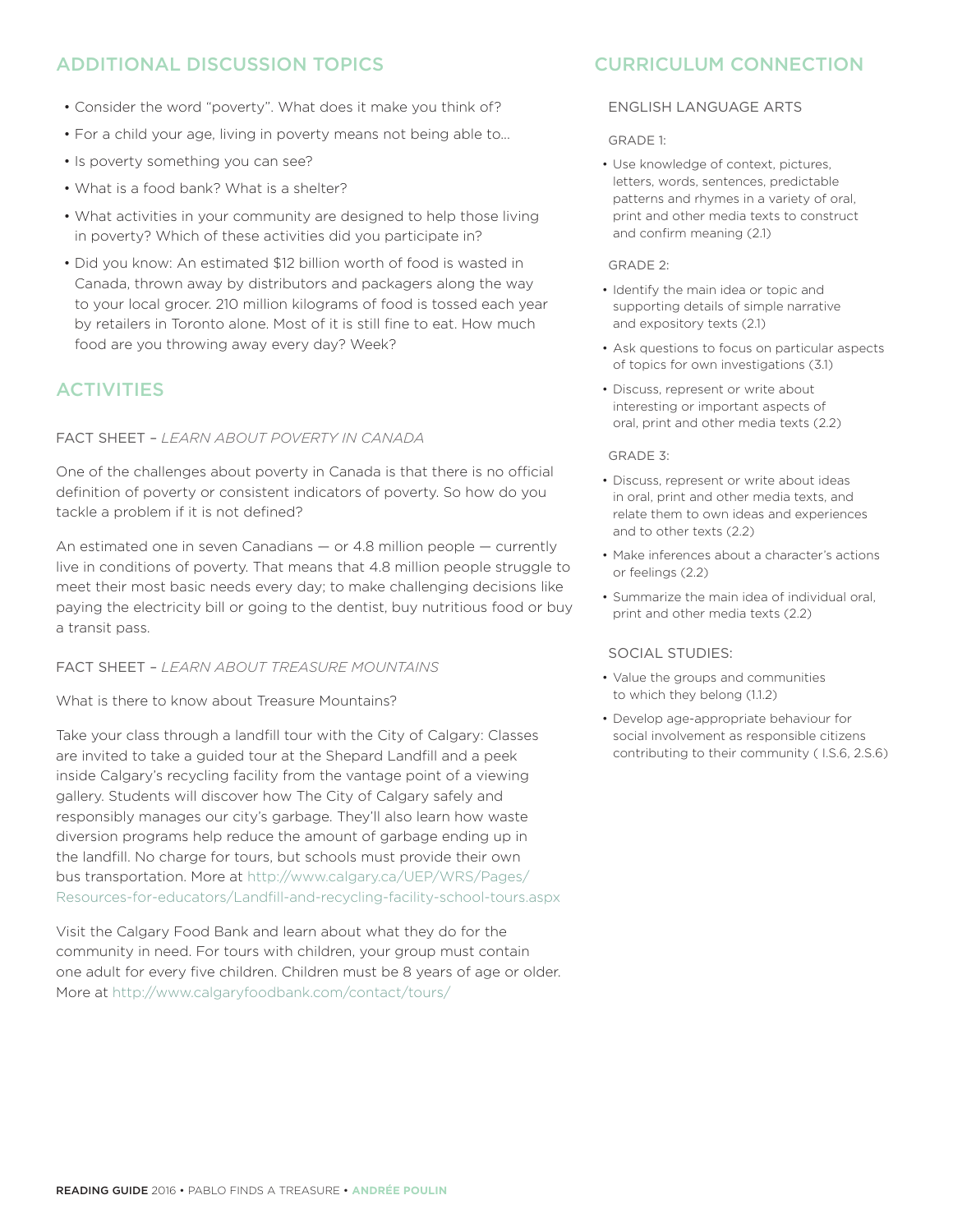## ADDITIONAL DISCUSSION TOPICS

- Consider the word “poverty”. What does it make you think of?
- For a child your age, living in poverty means not being able to…
- Is poverty something you can see?
- What is a food bank? What is a shelter?
- What activities in your community are designed to help those living in poverty? Which of these activities did you participate in?
- Did you know: An estimated $12 billion worth of food is wasted in Canada, thrown away by distributors and packagers along the way to your local grocer. 210 million kilograms of food is tossed each year by retailers in Toronto alone. Most of it is still fine to eat. How much food are you throwing away every day? Week?

## ACTIVITIES

FACT SHEET – *LEARN ABOUT POVERTY IN CANADA*

One of the challenges about poverty in Canada is that there is no official definition of poverty or consistent indicators of poverty. So how do you tackle a problem if it is not defined?

An estimated one in seven Canadians — or 4.8 million people — currently live in conditions of poverty. That means that 4.8 million people struggle to meet their most basic needs every day; to make challenging decisions like paying the electricity bill or going to the dentist, buy nutritious food or buy a transit pass.

FACT SHEET – *LEARN ABOUT TREASURE MOUNTAINS*

What is there to know about Treasure Mountains?

Take your class through a landfill tour with the City of Calgary: Classes are invited to take a guided tour at the Shepard Landfill and a peek inside Calgary’s recycling facility from the vantage point of a viewing gallery. Students will discover how The City of Calgary safely and responsibly manages our city’s garbage. They’ll also learn how waste diversion programs help reduce the amount of garbage ending up in the landfill. No charge for tours, but schools must provide their own bus transportation. More at http://www.calgary.ca/UEP/WRS/Pages/Resources-for-educators/Landfill-and-recycling-facility-school-tours.aspx

Visit the Calgary Food Bank and learn about what they do for the community in need. For tours with children, your group must contain one adult for every five children. Children must be 8 years of age or older. More at http://www.calgaryfoodbank.com/contact/tours/

## CURRICULUM CONNECTION

### ENGLISH LANGUAGE ARTS

GRADE 1:

- Use knowledge of context, pictures, letters, words, sentences, predictable patterns and rhymes in a variety of oral, print and other media texts to construct and confirm meaning (2.1)

GRADE 2:

- Identify the main idea or topic and supporting details of simple narrative and expository texts (2.1)
- Ask questions to focus on particular aspects of topics for own investigations (3.1)
- Discuss, represent or write about interesting or important aspects of oral, print and other media texts (2.2)

GRADE 3:

- Discuss, represent or write about ideas in oral, print and other media texts, and relate them to own ideas and experiences and to other texts (2.2)
- Make inferences about a character’s actions or feelings (2.2)
- Summarize the main idea of individual oral, print and other media texts (2.2)

### SOCIAL STUDIES:

- Value the groups and communities to which they belong (1.1.2)
- Develop age-appropriate behaviour for social involvement as responsible citizens contributing to their community ( I.S.6, 2.S.6)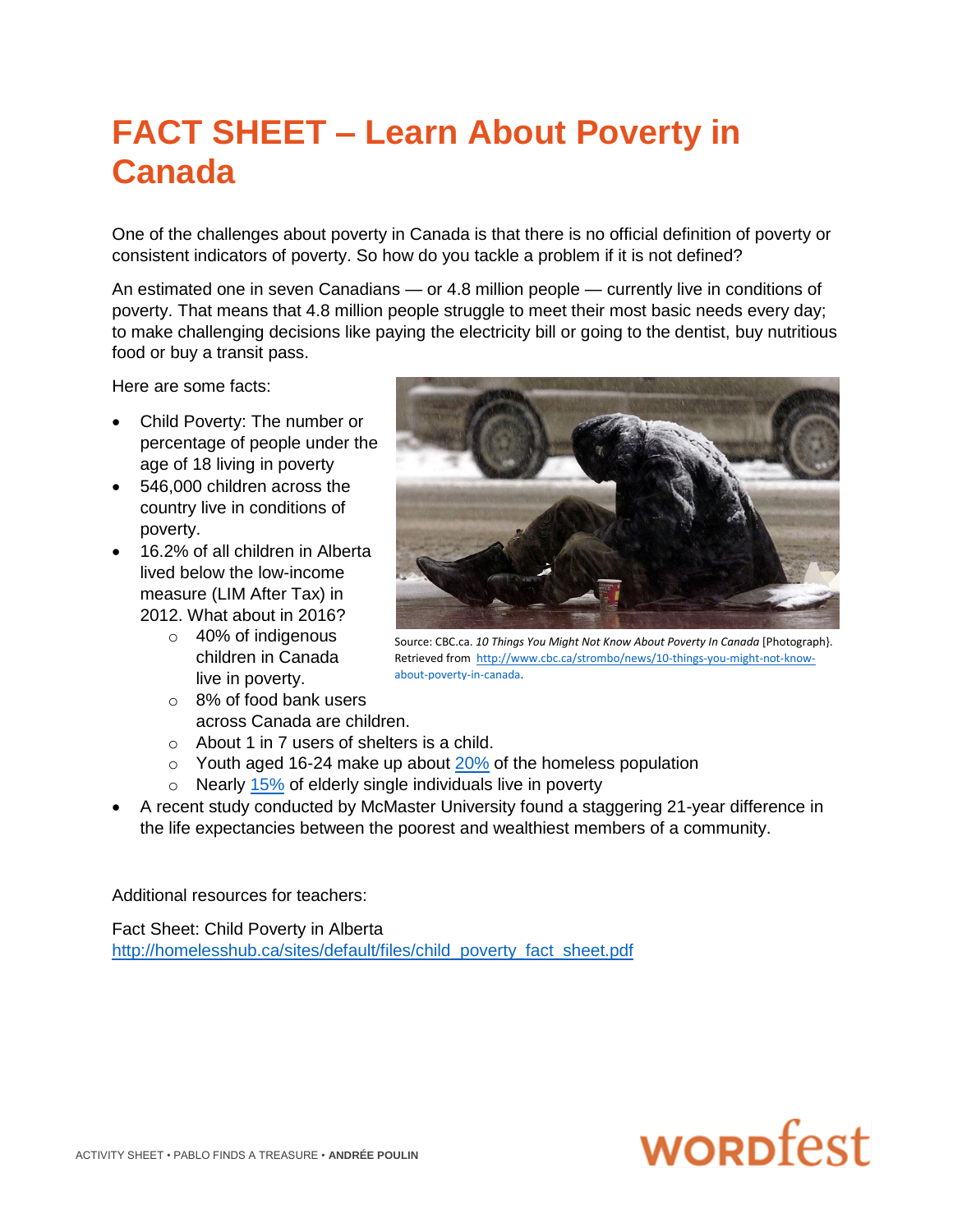# FACT SHEET – Learn About Poverty in Canada

One of the challenges about poverty in Canada is that there is no official definition of poverty or consistent indicators of poverty. So how do you tackle a problem if it is not defined?

An estimated one in seven Canadians — or 4.8 million people — currently live in conditions of poverty. That means that 4.8 million people struggle to meet their most basic needs every day; to make challenging decisions like paying the electricity bill or going to the dentist, buy nutritious food or buy a transit pass.

Here are some facts:

- Child Poverty: The number or percentage of people under the age of 18 living in poverty
- 546,000 children across the country live in conditions of poverty.
- 16.2% of all children in Alberta lived below the low-income measure (LIM After Tax) in 2012. What about in 2016?
  - 40% of indigenous children in Canada live in poverty.
  - 8% of food bank users across Canada are children.
  - About 1 in 7 users of shelters is a child.
  - Youth aged 16-24 make up about [20%](#) of the homeless population
  - Nearly [15%](#) of elderly single individuals live in poverty
- A recent study conducted by McMaster University found a staggering 21-year difference in the life expectancies between the poorest and wealthiest members of a community.

Source: CBC.ca. *10 Things You Might Not Know About Poverty In Canada* [Photograph}. Retrieved from http://www.cbc.ca/strombo/news/10-things-you-might-not-know-about-poverty-in-canada.

Additional resources for teachers:

Fact Sheet: Child Poverty in Alberta
http://homelesshub.ca/sites/default/files/child_poverty_fact_sheet.pdf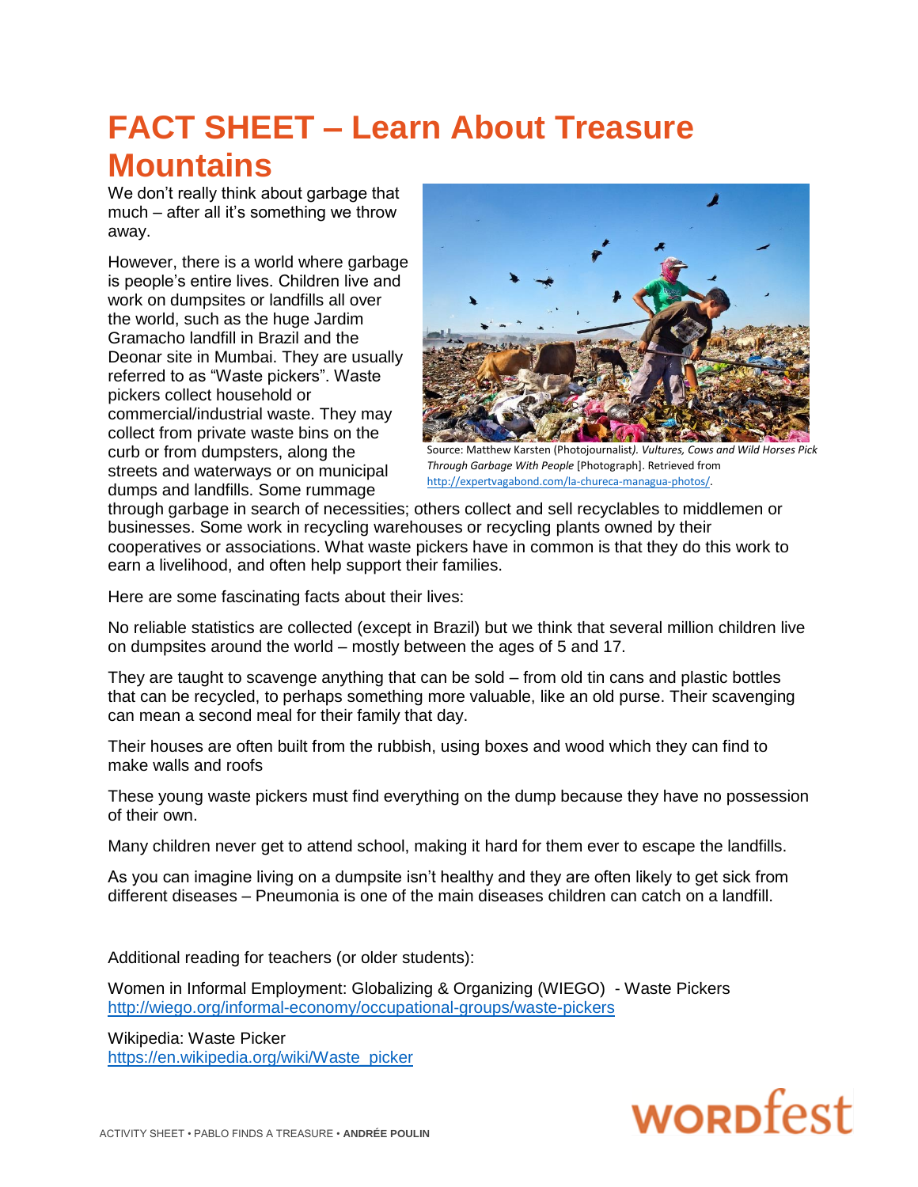# FACT SHEET – Learn About Treasure Mountains

We don't really think about garbage that much – after all it's something we throw away.

However, there is a world where garbage is people's entire lives. Children live and work on dumpsites or landfills all over the world, such as the huge Jardim Gramacho landfill in Brazil and the Deonar site in Mumbai. They are usually referred to as "Waste pickers". Waste pickers collect household or commercial/industrial waste. They may collect from private waste bins on the curb or from dumpsters, along the streets and waterways or on municipal dumps and landfills. Some rummage through garbage in search of necessities; others collect and sell recyclables to middlemen or businesses. Some work in recycling warehouses or recycling plants owned by their cooperatives or associations. What waste pickers have in common is that they do this work to earn a livelihood, and often help support their families.

Source: Matthew Karsten (Photojournalist*). Vultures, Cows and Wild Horses Pick Through Garbage With People* [Photograph]. Retrieved from http://expertvagabond.com/la-chureca-managua-photos/.

Here are some fascinating facts about their lives:

No reliable statistics are collected (except in Brazil) but we think that several million children live on dumpsites around the world – mostly between the ages of 5 and 17.

They are taught to scavenge anything that can be sold – from old tin cans and plastic bottles that can be recycled, to perhaps something more valuable, like an old purse. Their scavenging can mean a second meal for their family that day.

Their houses are often built from the rubbish, using boxes and wood which they can find to make walls and roofs

These young waste pickers must find everything on the dump because they have no possession of their own.

Many children never get to attend school, making it hard for them ever to escape the landfills.

As you can imagine living on a dumpsite isn't healthy and they are often likely to get sick from different diseases – Pneumonia is one of the main diseases children can catch on a landfill.

Additional reading for teachers (or older students):

Women in Informal Employment: Globalizing & Organizing (WIEGO) - Waste Pickers
http://wiego.org/informal-economy/occupational-groups/waste-pickers

Wikipedia: Waste Picker
https://en.wikipedia.org/wiki/Waste_picker